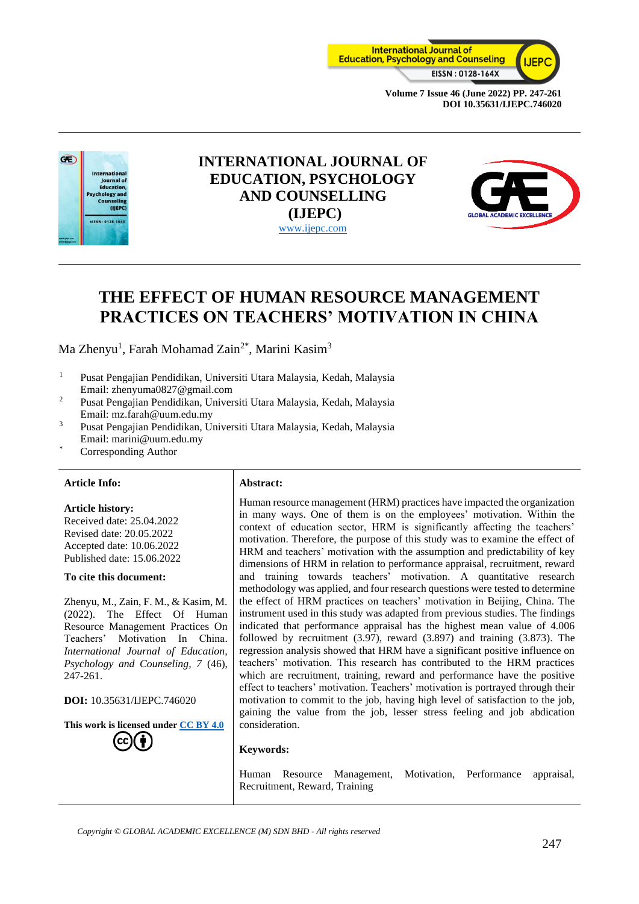# INTERNATIONAL JOURNAL OF EDUCATION, PSYCHOLOGY AND COUNSELLING (IJEPC)

www.ijepc.com

# THE EFFECT OF HUMAN RESOURCE MANAGEMENT PRACTICES ON TEACHERS' MOTIVATION IN CHINA

Ma Zhenyu[1], Farah Mohamad Zain[2*], Marini Kasim[3]

[1] Pusat Pengajian Pendidikan, Universiti Utara Malaysia, Kedah, Malaysia
Email: zhenyuma0827@gmail.com

[2] Pusat Pengajian Pendidikan, Universiti Utara Malaysia, Kedah, Malaysia
Email: mz.farah@uum.edu.my

[3] Pusat Pengajian Pendidikan, Universiti Utara Malaysia, Kedah, Malaysia
Email: marini@uum.edu.my

[*] Corresponding Author

**Article Info:**

**Article history:**
Received date: 25.04.2022
Revised date: 20.05.2022
Accepted date: 10.06.2022
Published date: 15.06.2022

**To cite this document:**

Zhenyu, M., Zain, F. M., & Kasim, M. (2022). The Effect Of Human Resource Management Practices On Teachers' Motivation In China. *International Journal of Education, Psychology and Counseling, 7* (46), 247-261.

**DOI:** 10.35631/IJEPC.746020

**This work is licensed under CC BY 4.0**

**Abstract:**

Human resource management (HRM) practices have impacted the organization in many ways. One of them is on the employees' motivation. Within the context of education sector, HRM is significantly affecting the teachers' motivation. Therefore, the purpose of this study was to examine the effect of HRM and teachers' motivation with the assumption and predictability of key dimensions of HRM in relation to performance appraisal, recruitment, reward and training towards teachers' motivation. A quantitative research methodology was applied, and four research questions were tested to determine the effect of HRM practices on teachers' motivation in Beijing, China. The instrument used in this study was adapted from previous studies. The findings indicated that performance appraisal has the highest mean value of 4.006 followed by recruitment (3.97), reward (3.897) and training (3.873). The regression analysis showed that HRM have a significant positive influence on teachers' motivation. This research has contributed to the HRM practices which are recruitment, training, reward and performance have the positive effect to teachers' motivation. Teachers' motivation is portrayed through their motivation to commit to the job, having high level of satisfaction to the job, gaining the value from the job, lesser stress feeling and job abdication consideration.

**Keywords:**

Human Resource Management, Motivation, Performance appraisal, Recruitment, Reward, Training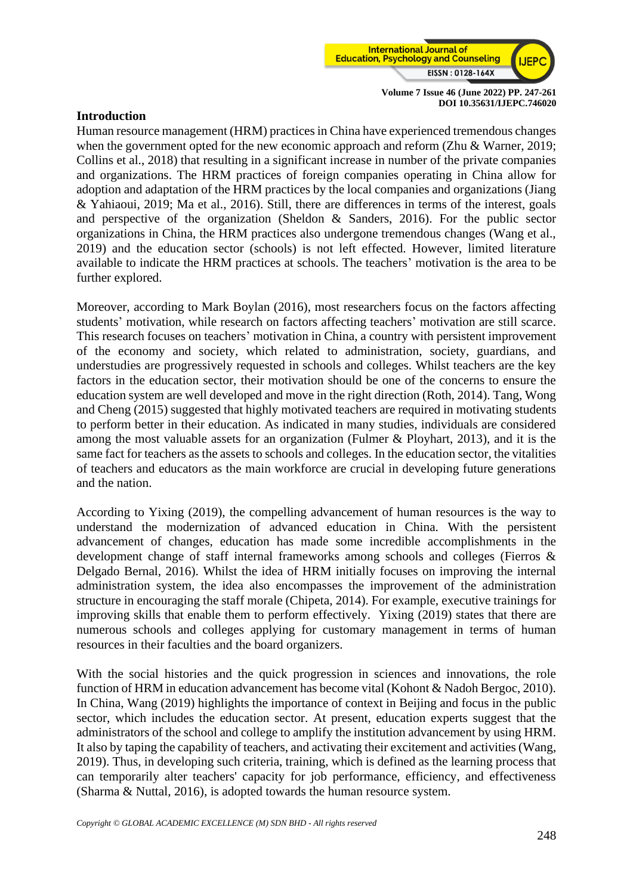## Introduction

Human resource management (HRM) practices in China have experienced tremendous changes when the government opted for the new economic approach and reform (Zhu & Warner, 2019; Collins et al., 2018) that resulting in a significant increase in number of the private companies and organizations. The HRM practices of foreign companies operating in China allow for adoption and adaptation of the HRM practices by the local companies and organizations (Jiang & Yahiaoui, 2019; Ma et al., 2016). Still, there are differences in terms of the interest, goals and perspective of the organization (Sheldon & Sanders, 2016). For the public sector organizations in China, the HRM practices also undergone tremendous changes (Wang et al., 2019) and the education sector (schools) is not left effected. However, limited literature available to indicate the HRM practices at schools. The teachers' motivation is the area to be further explored.

Moreover, according to Mark Boylan (2016), most researchers focus on the factors affecting students' motivation, while research on factors affecting teachers' motivation are still scarce. This research focuses on teachers' motivation in China, a country with persistent improvement of the economy and society, which related to administration, society, guardians, and understudies are progressively requested in schools and colleges. Whilst teachers are the key factors in the education sector, their motivation should be one of the concerns to ensure the education system are well developed and move in the right direction (Roth, 2014). Tang, Wong and Cheng (2015) suggested that highly motivated teachers are required in motivating students to perform better in their education. As indicated in many studies, individuals are considered among the most valuable assets for an organization (Fulmer & Ployhart, 2013), and it is the same fact for teachers as the assets to schools and colleges. In the education sector, the vitalities of teachers and educators as the main workforce are crucial in developing future generations and the nation.

According to Yixing (2019), the compelling advancement of human resources is the way to understand the modernization of advanced education in China. With the persistent advancement of changes, education has made some incredible accomplishments in the development change of staff internal frameworks among schools and colleges (Fierros & Delgado Bernal, 2016). Whilst the idea of HRM initially focuses on improving the internal administration system, the idea also encompasses the improvement of the administration structure in encouraging the staff morale (Chipeta, 2014). For example, executive trainings for improving skills that enable them to perform effectively. Yixing (2019) states that there are numerous schools and colleges applying for customary management in terms of human resources in their faculties and the board organizers.

With the social histories and the quick progression in sciences and innovations, the role function of HRM in education advancement has become vital (Kohont & Nadoh Bergoc, 2010). In China, Wang (2019) highlights the importance of context in Beijing and focus in the public sector, which includes the education sector. At present, education experts suggest that the administrators of the school and college to amplify the institution advancement by using HRM. It also by taping the capability of teachers, and activating their excitement and activities (Wang, 2019). Thus, in developing such criteria, training, which is defined as the learning process that can temporarily alter teachers' capacity for job performance, efficiency, and effectiveness (Sharma & Nuttal, 2016), is adopted towards the human resource system.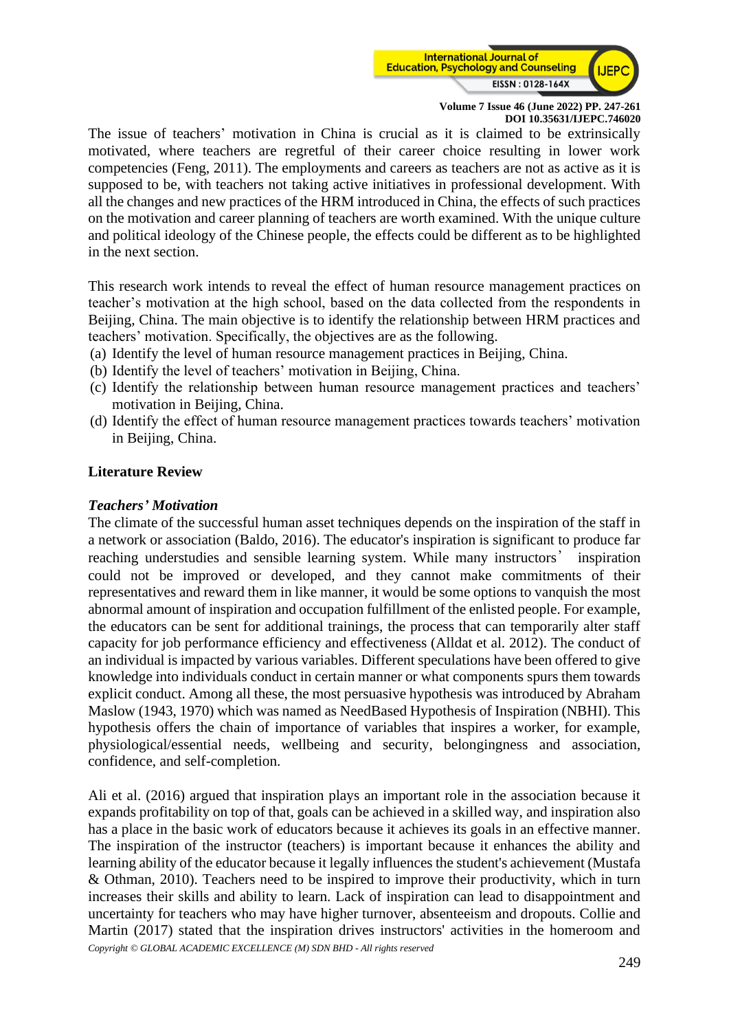The issue of teachers' motivation in China is crucial as it is claimed to be extrinsically motivated, where teachers are regretful of their career choice resulting in lower work competencies (Feng, 2011). The employments and careers as teachers are not as active as it is supposed to be, with teachers not taking active initiatives in professional development. With all the changes and new practices of the HRM introduced in China, the effects of such practices on the motivation and career planning of teachers are worth examined. With the unique culture and political ideology of the Chinese people, the effects could be different as to be highlighted in the next section.

This research work intends to reveal the effect of human resource management practices on teacher's motivation at the high school, based on the data collected from the respondents in Beijing, China. The main objective is to identify the relationship between HRM practices and teachers' motivation. Specifically, the objectives are as the following.

(a) Identify the level of human resource management practices in Beijing, China.
(b) Identify the level of teachers' motivation in Beijing, China.
(c) Identify the relationship between human resource management practices and teachers' motivation in Beijing, China.
(d) Identify the effect of human resource management practices towards teachers' motivation in Beijing, China.

## Literature Review

### *Teachers' Motivation*

The climate of the successful human asset techniques depends on the inspiration of the staff in a network or association (Baldo, 2016). The educator's inspiration is significant to produce far reaching understudies and sensible learning system. While many instructors' inspiration could not be improved or developed, and they cannot make commitments of their representatives and reward them in like manner, it would be some options to vanquish the most abnormal amount of inspiration and occupation fulfillment of the enlisted people. For example, the educators can be sent for additional trainings, the process that can temporarily alter staff capacity for job performance efficiency and effectiveness (Alldat et al. 2012). The conduct of an individual is impacted by various variables. Different speculations have been offered to give knowledge into individuals conduct in certain manner or what components spurs them towards explicit conduct. Among all these, the most persuasive hypothesis was introduced by Abraham Maslow (1943, 1970) which was named as NeedBased Hypothesis of Inspiration (NBHI). This hypothesis offers the chain of importance of variables that inspires a worker, for example, physiological/essential needs, wellbeing and security, belongingness and association, confidence, and self-completion.

Ali et al. (2016) argued that inspiration plays an important role in the association because it expands profitability on top of that, goals can be achieved in a skilled way, and inspiration also has a place in the basic work of educators because it achieves its goals in an effective manner. The inspiration of the instructor (teachers) is important because it enhances the ability and learning ability of the educator because it legally influences the student's achievement (Mustafa & Othman, 2010). Teachers need to be inspired to improve their productivity, which in turn increases their skills and ability to learn. Lack of inspiration can lead to disappointment and uncertainty for teachers who may have higher turnover, absenteeism and dropouts. Collie and Martin (2017) stated that the inspiration drives instructors' activities in the homeroom and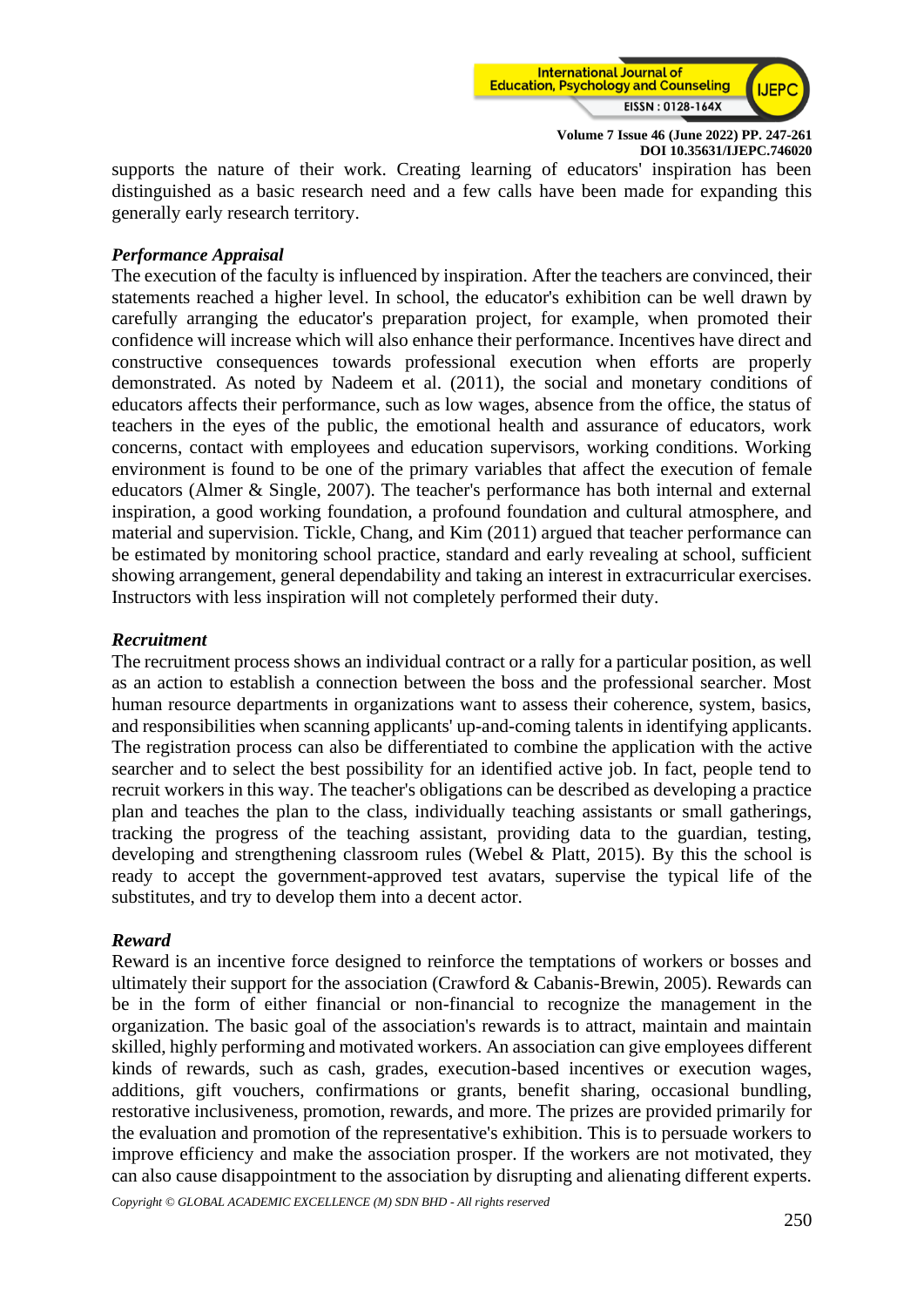supports the nature of their work. Creating learning of educators' inspiration has been distinguished as a basic research need and a few calls have been made for expanding this generally early research territory.

***Performance Appraisal***

The execution of the faculty is influenced by inspiration. After the teachers are convinced, their statements reached a higher level. In school, the educator's exhibition can be well drawn by carefully arranging the educator's preparation project, for example, when promoted their confidence will increase which will also enhance their performance. Incentives have direct and constructive consequences towards professional execution when efforts are properly demonstrated. As noted by Nadeem et al. (2011), the social and monetary conditions of educators affects their performance, such as low wages, absence from the office, the status of teachers in the eyes of the public, the emotional health and assurance of educators, work concerns, contact with employees and education supervisors, working conditions. Working environment is found to be one of the primary variables that affect the execution of female educators (Almer & Single, 2007). The teacher's performance has both internal and external inspiration, a good working foundation, a profound foundation and cultural atmosphere, and material and supervision. Tickle, Chang, and Kim (2011) argued that teacher performance can be estimated by monitoring school practice, standard and early revealing at school, sufficient showing arrangement, general dependability and taking an interest in extracurricular exercises. Instructors with less inspiration will not completely performed their duty.

***Recruitment***

The recruitment process shows an individual contract or a rally for a particular position, as well as an action to establish a connection between the boss and the professional searcher. Most human resource departments in organizations want to assess their coherence, system, basics, and responsibilities when scanning applicants' up-and-coming talents in identifying applicants. The registration process can also be differentiated to combine the application with the active searcher and to select the best possibility for an identified active job. In fact, people tend to recruit workers in this way. The teacher's obligations can be described as developing a practice plan and teaches the plan to the class, individually teaching assistants or small gatherings, tracking the progress of the teaching assistant, providing data to the guardian, testing, developing and strengthening classroom rules (Webel & Platt, 2015). By this the school is ready to accept the government-approved test avatars, supervise the typical life of the substitutes, and try to develop them into a decent actor.

***Reward***

Reward is an incentive force designed to reinforce the temptations of workers or bosses and ultimately their support for the association (Crawford & Cabanis-Brewin, 2005). Rewards can be in the form of either financial or non-financial to recognize the management in the organization. The basic goal of the association's rewards is to attract, maintain and maintain skilled, highly performing and motivated workers. An association can give employees different kinds of rewards, such as cash, grades, execution-based incentives or execution wages, additions, gift vouchers, confirmations or grants, benefit sharing, occasional bundling, restorative inclusiveness, promotion, rewards, and more. The prizes are provided primarily for the evaluation and promotion of the representative's exhibition. This is to persuade workers to improve efficiency and make the association prosper. If the workers are not motivated, they can also cause disappointment to the association by disrupting and alienating different experts.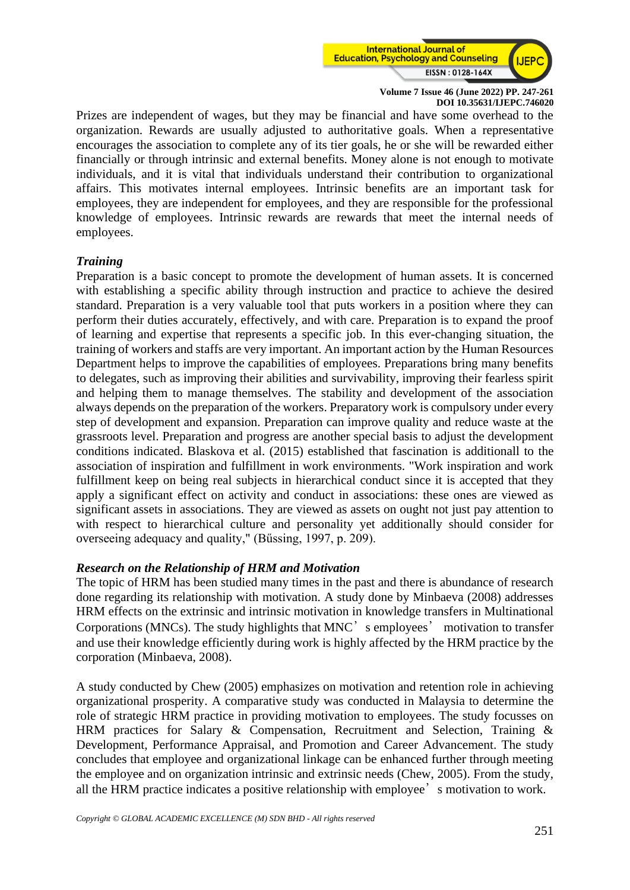Prizes are independent of wages, but they may be financial and have some overhead to the organization. Rewards are usually adjusted to authoritative goals. When a representative encourages the association to complete any of its tier goals, he or she will be rewarded either financially or through intrinsic and external benefits. Money alone is not enough to motivate individuals, and it is vital that individuals understand their contribution to organizational affairs. This motivates internal employees. Intrinsic benefits are an important task for employees, they are independent for employees, and they are responsible for the professional knowledge of employees. Intrinsic rewards are rewards that meet the internal needs of employees.

***Training***

Preparation is a basic concept to promote the development of human assets. It is concerned with establishing a specific ability through instruction and practice to achieve the desired standard. Preparation is a very valuable tool that puts workers in a position where they can perform their duties accurately, effectively, and with care. Preparation is to expand the proof of learning and expertise that represents a specific job. In this ever-changing situation, the training of workers and staffs are very important. An important action by the Human Resources Department helps to improve the capabilities of employees. Preparations bring many benefits to delegates, such as improving their abilities and survivability, improving their fearless spirit and helping them to manage themselves. The stability and development of the association always depends on the preparation of the workers. Preparatory work is compulsory under every step of development and expansion. Preparation can improve quality and reduce waste at the grassroots level. Preparation and progress are another special basis to adjust the development conditions indicated. Blaskova et al. (2015) established that fascination is additionall to the association of inspiration and fulfillment in work environments. "Work inspiration and work fulfillment keep on being real subjects in hierarchical conduct since it is accepted that they apply a significant effect on activity and conduct in associations: these ones are viewed as significant assets in associations. They are viewed as assets on ought not just pay attention to with respect to hierarchical culture and personality yet additionally should consider for overseeing adequacy and quality," (Bűssing, 1997, p. 209).

***Research on the Relationship of HRM and Motivation***

The topic of HRM has been studied many times in the past and there is abundance of research done regarding its relationship with motivation. A study done by Minbaeva (2008) addresses HRM effects on the extrinsic and intrinsic motivation in knowledge transfers in Multinational Corporations (MNCs). The study highlights that MNC's employees' motivation to transfer and use their knowledge efficiently during work is highly affected by the HRM practice by the corporation (Minbaeva, 2008).

A study conducted by Chew (2005) emphasizes on motivation and retention role in achieving organizational prosperity. A comparative study was conducted in Malaysia to determine the role of strategic HRM practice in providing motivation to employees. The study focusses on HRM practices for Salary & Compensation, Recruitment and Selection, Training & Development, Performance Appraisal, and Promotion and Career Advancement. The study concludes that employee and organizational linkage can be enhanced further through meeting the employee and on organization intrinsic and extrinsic needs (Chew, 2005). From the study, all the HRM practice indicates a positive relationship with employee's motivation to work.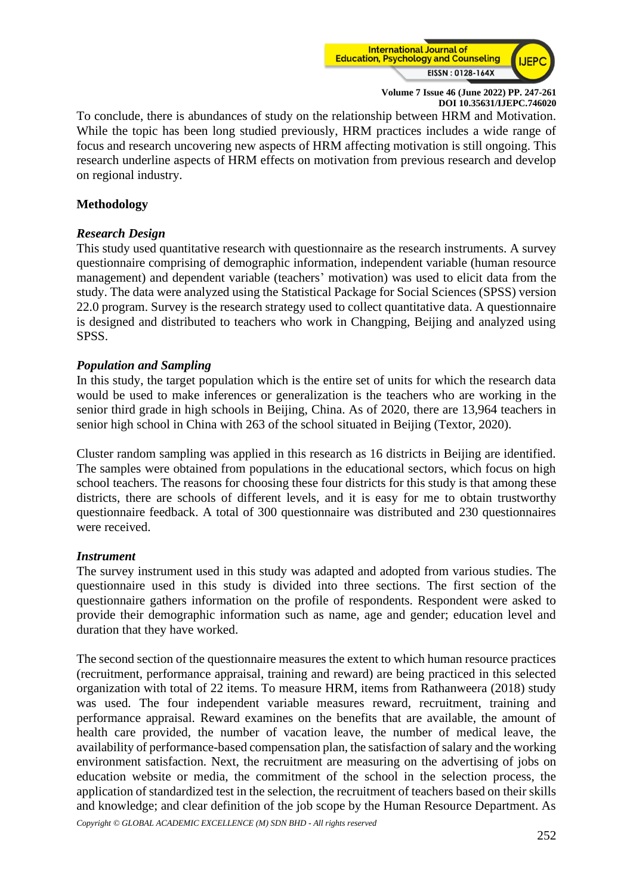To conclude, there is abundances of study on the relationship between HRM and Motivation. While the topic has been long studied previously, HRM practices includes a wide range of focus and research uncovering new aspects of HRM affecting motivation is still ongoing. This research underline aspects of HRM effects on motivation from previous research and develop on regional industry.

## Methodology

### *Research Design*

This study used quantitative research with questionnaire as the research instruments. A survey questionnaire comprising of demographic information, independent variable (human resource management) and dependent variable (teachers' motivation) was used to elicit data from the study. The data were analyzed using the Statistical Package for Social Sciences (SPSS) version 22.0 program. Survey is the research strategy used to collect quantitative data. A questionnaire is designed and distributed to teachers who work in Changping, Beijing and analyzed using SPSS.

### *Population and Sampling*

In this study, the target population which is the entire set of units for which the research data would be used to make inferences or generalization is the teachers who are working in the senior third grade in high schools in Beijing, China. As of 2020, there are 13,964 teachers in senior high school in China with 263 of the school situated in Beijing (Textor, 2020).

Cluster random sampling was applied in this research as 16 districts in Beijing are identified. The samples were obtained from populations in the educational sectors, which focus on high school teachers. The reasons for choosing these four districts for this study is that among these districts, there are schools of different levels, and it is easy for me to obtain trustworthy questionnaire feedback. A total of 300 questionnaire was distributed and 230 questionnaires were received.

### *Instrument*

The survey instrument used in this study was adapted and adopted from various studies. The questionnaire used in this study is divided into three sections. The first section of the questionnaire gathers information on the profile of respondents. Respondent were asked to provide their demographic information such as name, age and gender; education level and duration that they have worked.

The second section of the questionnaire measures the extent to which human resource practices (recruitment, performance appraisal, training and reward) are being practiced in this selected organization with total of 22 items. To measure HRM, items from Rathanweera (2018) study was used. The four independent variable measures reward, recruitment, training and performance appraisal. Reward examines on the benefits that are available, the amount of health care provided, the number of vacation leave, the number of medical leave, the availability of performance-based compensation plan, the satisfaction of salary and the working environment satisfaction. Next, the recruitment are measuring on the advertising of jobs on education website or media, the commitment of the school in the selection process, the application of standardized test in the selection, the recruitment of teachers based on their skills and knowledge; and clear definition of the job scope by the Human Resource Department. As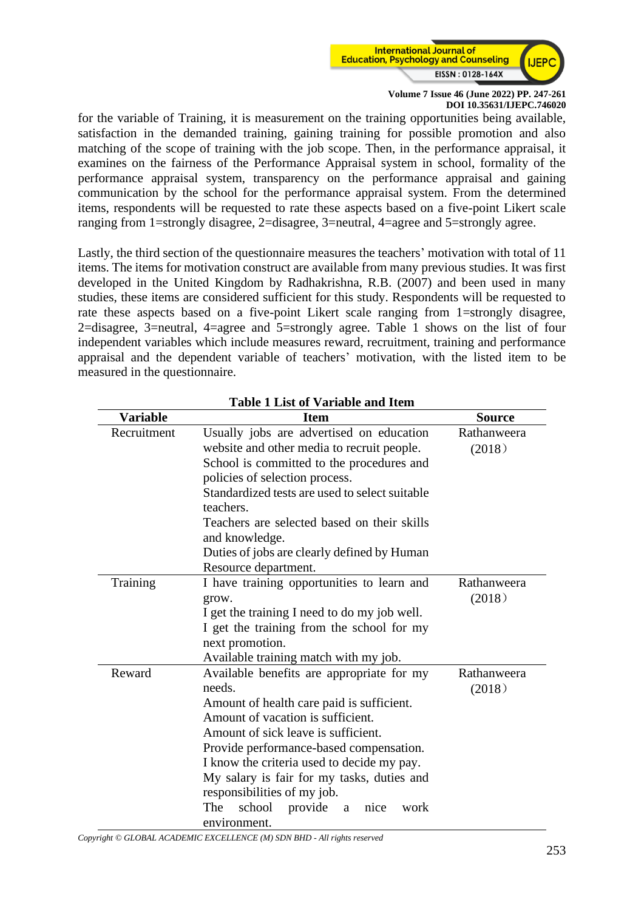for the variable of Training, it is measurement on the training opportunities being available, satisfaction in the demanded training, gaining training for possible promotion and also matching of the scope of training with the job scope. Then, in the performance appraisal, it examines on the fairness of the Performance Appraisal system in school, formality of the performance appraisal system, transparency on the performance appraisal and gaining communication by the school for the performance appraisal system. From the determined items, respondents will be requested to rate these aspects based on a five-point Likert scale ranging from 1=strongly disagree, 2=disagree, 3=neutral, 4=agree and 5=strongly agree.

Lastly, the third section of the questionnaire measures the teachers' motivation with total of 11 items. The items for motivation construct are available from many previous studies. It was first developed in the United Kingdom by Radhakrishna, R.B. (2007) and been used in many studies, these items are considered sufficient for this study. Respondents will be requested to rate these aspects based on a five-point Likert scale ranging from 1=strongly disagree, 2=disagree, 3=neutral, 4=agree and 5=strongly agree. Table 1 shows on the list of four independent variables which include measures reward, recruitment, training and performance appraisal and the dependent variable of teachers' motivation, with the listed item to be measured in the questionnaire.

**Table 1 List of Variable and Item**

| Variable | Item | Source |
|---|---|---|
| Recruitment | Usually jobs are advertised on education website and other media to recruit people.<br>School is committed to the procedures and policies of selection process.<br>Standardized tests are used to select suitable teachers.<br>Teachers are selected based on their skills and knowledge.<br>Duties of jobs are clearly defined by Human Resource department. | Rathanweera (2018） |
| Training | I have training opportunities to learn and grow.<br>I get the training I need to do my job well.<br>I get the training from the school for my next promotion.<br>Available training match with my job. | Rathanweera (2018） |
| Reward | Available benefits are appropriate for my needs.<br>Amount of health care paid is sufficient.<br>Amount of vacation is sufficient.<br>Amount of sick leave is sufficient.<br>Provide performance-based compensation.<br>I know the criteria used to decide my pay.<br>My salary is fair for my tasks, duties and responsibilities of my job.<br>The school provide a nice work environment. | Rathanweera (2018） |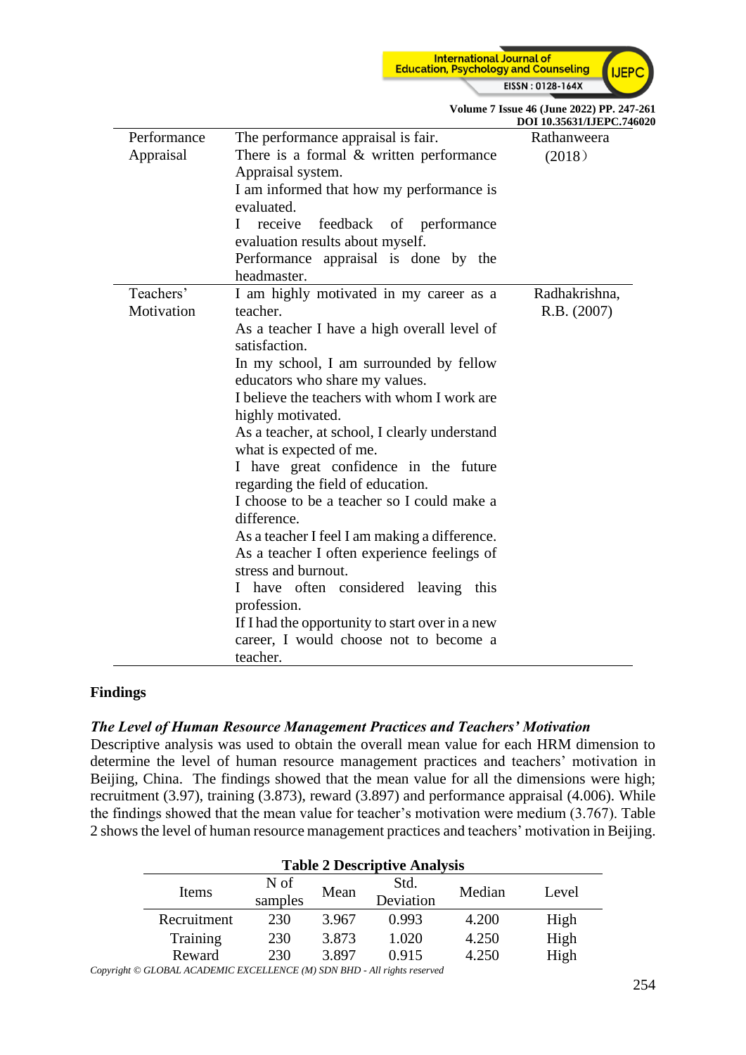| Performance Appraisal | The performance appraisal is fair.<br>There is a formal & written performance Appraisal system.<br>I am informed that how my performance is evaluated.<br>I receive feedback of performance evaluation results about myself.<br>Performance appraisal is done by the headmaster. | Rathanweera (2018） |
|---|---|---|
| Teachers' Motivation | I am highly motivated in my career as a teacher.<br>As a teacher I have a high overall level of satisfaction.<br>In my school, I am surrounded by fellow educators who share my values.<br>I believe the teachers with whom I work are highly motivated.<br>As a teacher, at school, I clearly understand what is expected of me.<br>I have great confidence in the future regarding the field of education.<br>I choose to be a teacher so I could make a difference.<br>As a teacher I feel I am making a difference.<br>As a teacher I often experience feelings of stress and burnout.<br>I have often considered leaving this profession.<br>If I had the opportunity to start over in a new career, I would choose not to become a teacher. | Radhakrishna, R.B. (2007) |

## Findings

### *The Level of Human Resource Management Practices and Teachers' Motivation*

Descriptive analysis was used to obtain the overall mean value for each HRM dimension to determine the level of human resource management practices and teachers' motivation in Beijing, China. The findings showed that the mean value for all the dimensions were high; recruitment (3.97), training (3.873), reward (3.897) and performance appraisal (4.006). While the findings showed that the mean value for teacher's motivation were medium (3.767). Table 2 shows the level of human resource management practices and teachers' motivation in Beijing.

**Table 2 Descriptive Analysis**

| Items | N of samples | Mean | Std. Deviation | Median | Level |
|---|---|---|---|---|---|
| Recruitment | 230 | 3.967 | 0.993 | 4.200 | High |
| Training | 230 | 3.873 | 1.020 | 4.250 | High |
| Reward | 230 | 3.897 | 0.915 | 4.250 | High |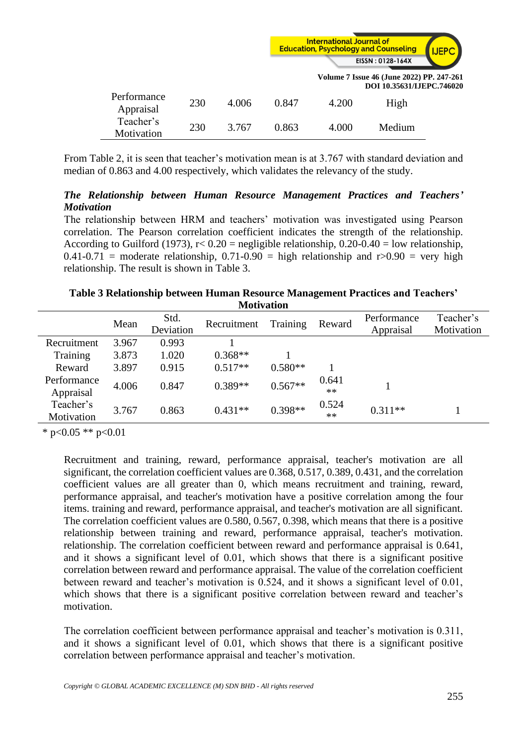| Performance Appraisal | 230 | 4.006 | 0.847 | 4.200 | High |
|---|---|---|---|---|---|
| Teacher's Motivation | 230 | 3.767 | 0.863 | 4.000 | Medium |

From Table 2, it is seen that teacher's motivation mean is at 3.767 with standard deviation and median of 0.863 and 4.00 respectively, which validates the relevancy of the study.

***The Relationship between Human Resource Management Practices and Teachers' Motivation***

The relationship between HRM and teachers' motivation was investigated using Pearson correlation. The Pearson correlation coefficient indicates the strength of the relationship. According to Guilford (1973), r< 0.20 = negligible relationship, 0.20-0.40 = low relationship, 0.41-0.71 = moderate relationship, 0.71-0.90 = high relationship and r>0.90 = very high relationship. The result is shown in Table 3.

**Table 3 Relationship between Human Resource Management Practices and Teachers' Motivation**

| | Mean | Std. Deviation | Recruitment | Training | Reward | Performance Appraisal | Teacher's Motivation |
|---|---|---|---|---|---|---|---|
| Recruitment | 3.967 | 0.993 | 1 | | | | |
| Training | 3.873 | 1.020 | 0.368** | 1 | | | |
| Reward | 3.897 | 0.915 | 0.517** | 0.580** | 1 | | |
| Performance Appraisal | 4.006 | 0.847 | 0.389** | 0.567** | 0.641 ** | 1 | |
| Teacher's Motivation | 3.767 | 0.863 | 0.431** | 0.398** | 0.524 ** | 0.311** | 1 |

\* p<0.05 ** p<0.01

Recruitment and training, reward, performance appraisal, teacher's motivation are all significant, the correlation coefficient values are 0.368, 0.517, 0.389, 0.431, and the correlation coefficient values are all greater than 0, which means recruitment and training, reward, performance appraisal, and teacher's motivation have a positive correlation among the four items. training and reward, performance appraisal, and teacher's motivation are all significant. The correlation coefficient values are 0.580, 0.567, 0.398, which means that there is a positive relationship between training and reward, performance appraisal, teacher's motivation. relationship. The correlation coefficient between reward and performance appraisal is 0.641, and it shows a significant level of 0.01, which shows that there is a significant positive correlation between reward and performance appraisal. The value of the correlation coefficient between reward and teacher's motivation is 0.524, and it shows a significant level of 0.01, which shows that there is a significant positive correlation between reward and teacher's motivation.

The correlation coefficient between performance appraisal and teacher's motivation is 0.311, and it shows a significant level of 0.01, which shows that there is a significant positive correlation between performance appraisal and teacher's motivation.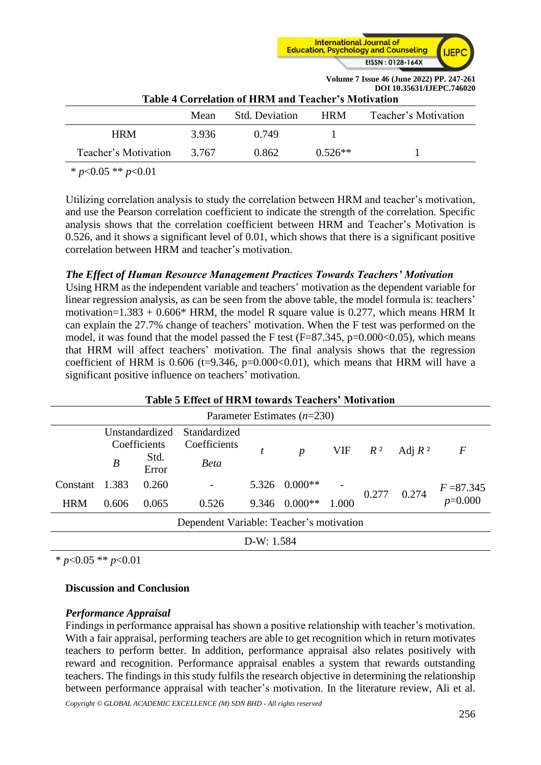**Table 4 Correlation of HRM and Teacher's Motivation**

| | Mean | Std. Deviation | HRM | Teacher's Motivation |
|---|---|---|---|---|
| HRM | 3.936 | 0.749 | 1 | |
| Teacher's Motivation | 3.767 | 0.862 | 0.526** | 1 |

\* $p$<0.05 ** $p$<0.01

Utilizing correlation analysis to study the correlation between HRM and teacher's motivation, and use the Pearson correlation coefficient to indicate the strength of the correlation. Specific analysis shows that the correlation coefficient between HRM and Teacher's Motivation is 0.526, and it shows a significant level of 0.01, which shows that there is a significant positive correlation between HRM and teacher's motivation.

***The Effect of Human Resource Management Practices Towards Teachers' Motivation***

Using HRM as the independent variable and teachers' motivation as the dependent variable for linear regression analysis, as can be seen from the above table, the model formula is: teachers' motivation=1.383 + 0.606* HRM, the model R square value is 0.277, which means HRM It can explain the 27.7% change of teachers' motivation. When the F test was performed on the model, it was found that the model passed the F test (F=87.345, p=0.000<0.05), which means that HRM will affect teachers' motivation. The final analysis shows that the regression coefficient of HRM is 0.606 (t=9.346, p=0.000<0.01), which means that HRM will have a significant positive influence on teachers' motivation.

**Table 5 Effect of HRM towards Teachers' Motivation**

| Parameter Estimates ($n$=230) | | | | | | | | | |
|---|---|---|---|---|---|---|---|---|---|
| | Unstandardized Coefficients | | Standardized Coefficients | $t$ | $p$ | VIF | $R^2$ | Adj $R^2$ | $F$ |
| | $B$ | Std. Error | $Beta$ | | | | | | |
| Constant | 1.383 | 0.260 | - | 5.326 | 0.000** | - | 0.277 | 0.274 | $F$ =87.345 $p$=0.000 |
| HRM | 0.606 | 0.065 | 0.526 | 9.346 | 0.000** | 1.000 | | | |
| Dependent Variable: Teacher's motivation | | | | | | | | | |
| D-W: 1.584 | | | | | | | | | |

\* $p$<0.05 ** $p$<0.01

## Discussion and Conclusion

***Performance Appraisal***

Findings in performance appraisal has shown a positive relationship with teacher's motivation. With a fair appraisal, performing teachers are able to get recognition which in return motivates teachers to perform better. In addition, performance appraisal also relates positively with reward and recognition. Performance appraisal enables a system that rewards outstanding teachers. The findings in this study fulfils the research objective in determining the relationship between performance appraisal with teacher's motivation. In the literature review, Ali et al.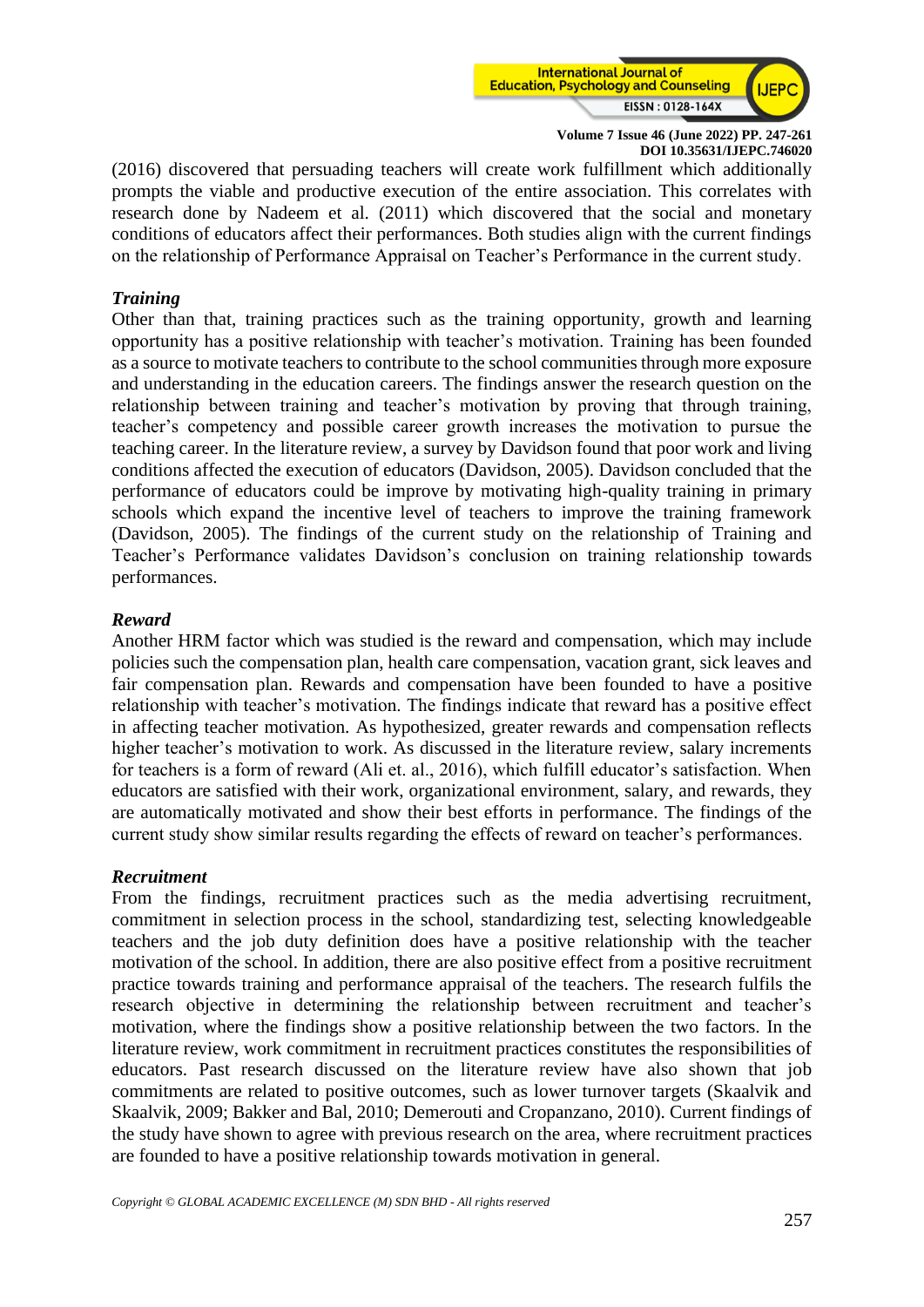(2016) discovered that persuading teachers will create work fulfillment which additionally prompts the viable and productive execution of the entire association. This correlates with research done by Nadeem et al. (2011) which discovered that the social and monetary conditions of educators affect their performances. Both studies align with the current findings on the relationship of Performance Appraisal on Teacher's Performance in the current study.

***Training***

Other than that, training practices such as the training opportunity, growth and learning opportunity has a positive relationship with teacher's motivation. Training has been founded as a source to motivate teachers to contribute to the school communities through more exposure and understanding in the education careers. The findings answer the research question on the relationship between training and teacher's motivation by proving that through training, teacher's competency and possible career growth increases the motivation to pursue the teaching career. In the literature review, a survey by Davidson found that poor work and living conditions affected the execution of educators (Davidson, 2005). Davidson concluded that the performance of educators could be improve by motivating high-quality training in primary schools which expand the incentive level of teachers to improve the training framework (Davidson, 2005). The findings of the current study on the relationship of Training and Teacher's Performance validates Davidson's conclusion on training relationship towards performances.

***Reward***

Another HRM factor which was studied is the reward and compensation, which may include policies such the compensation plan, health care compensation, vacation grant, sick leaves and fair compensation plan. Rewards and compensation have been founded to have a positive relationship with teacher's motivation. The findings indicate that reward has a positive effect in affecting teacher motivation. As hypothesized, greater rewards and compensation reflects higher teacher's motivation to work. As discussed in the literature review, salary increments for teachers is a form of reward (Ali et. al., 2016), which fulfill educator's satisfaction. When educators are satisfied with their work, organizational environment, salary, and rewards, they are automatically motivated and show their best efforts in performance. The findings of the current study show similar results regarding the effects of reward on teacher's performances.

***Recruitment***

From the findings, recruitment practices such as the media advertising recruitment, commitment in selection process in the school, standardizing test, selecting knowledgeable teachers and the job duty definition does have a positive relationship with the teacher motivation of the school. In addition, there are also positive effect from a positive recruitment practice towards training and performance appraisal of the teachers. The research fulfils the research objective in determining the relationship between recruitment and teacher's motivation, where the findings show a positive relationship between the two factors. In the literature review, work commitment in recruitment practices constitutes the responsibilities of educators. Past research discussed on the literature review have also shown that job commitments are related to positive outcomes, such as lower turnover targets (Skaalvik and Skaalvik, 2009; Bakker and Bal, 2010; Demerouti and Cropanzano, 2010). Current findings of the study have shown to agree with previous research on the area, where recruitment practices are founded to have a positive relationship towards motivation in general.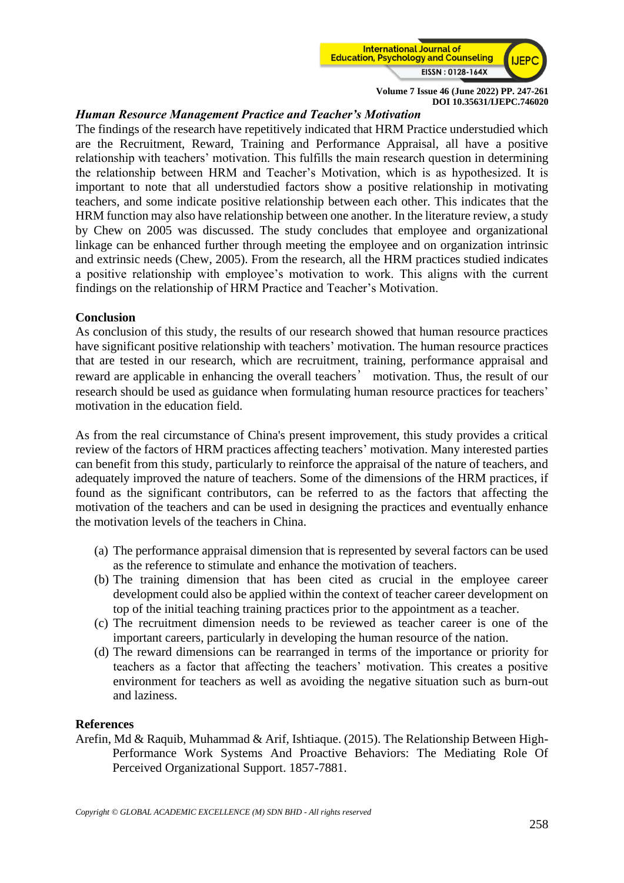### *Human Resource Management Practice and Teacher's Motivation*

The findings of the research have repetitively indicated that HRM Practice understudied which are the Recruitment, Reward, Training and Performance Appraisal, all have a positive relationship with teachers' motivation. This fulfills the main research question in determining the relationship between HRM and Teacher's Motivation, which is as hypothesized. It is important to note that all understudied factors show a positive relationship in motivating teachers, and some indicate positive relationship between each other. This indicates that the HRM function may also have relationship between one another. In the literature review, a study by Chew on 2005 was discussed. The study concludes that employee and organizational linkage can be enhanced further through meeting the employee and on organization intrinsic and extrinsic needs (Chew, 2005). From the research, all the HRM practices studied indicates a positive relationship with employee's motivation to work. This aligns with the current findings on the relationship of HRM Practice and Teacher's Motivation.

## Conclusion

As conclusion of this study, the results of our research showed that human resource practices have significant positive relationship with teachers' motivation. The human resource practices that are tested in our research, which are recruitment, training, performance appraisal and reward are applicable in enhancing the overall teachers' motivation. Thus, the result of our research should be used as guidance when formulating human resource practices for teachers' motivation in the education field.

As from the real circumstance of China's present improvement, this study provides a critical review of the factors of HRM practices affecting teachers' motivation. Many interested parties can benefit from this study, particularly to reinforce the appraisal of the nature of teachers, and adequately improved the nature of teachers. Some of the dimensions of the HRM practices, if found as the significant contributors, can be referred to as the factors that affecting the motivation of the teachers and can be used in designing the practices and eventually enhance the motivation levels of the teachers in China.

(a) The performance appraisal dimension that is represented by several factors can be used as the reference to stimulate and enhance the motivation of teachers.
(b) The training dimension that has been cited as crucial in the employee career development could also be applied within the context of teacher career development on top of the initial teaching training practices prior to the appointment as a teacher.
(c) The recruitment dimension needs to be reviewed as teacher career is one of the important careers, particularly in developing the human resource of the nation.
(d) The reward dimensions can be rearranged in terms of the importance or priority for teachers as a factor that affecting the teachers' motivation. This creates a positive environment for teachers as well as avoiding the negative situation such as burn-out and laziness.

## References

Arefin, Md & Raquib, Muhammad & Arif, Ishtiaque. (2015). The Relationship Between High-Performance Work Systems And Proactive Behaviors: The Mediating Role Of Perceived Organizational Support. 1857-7881.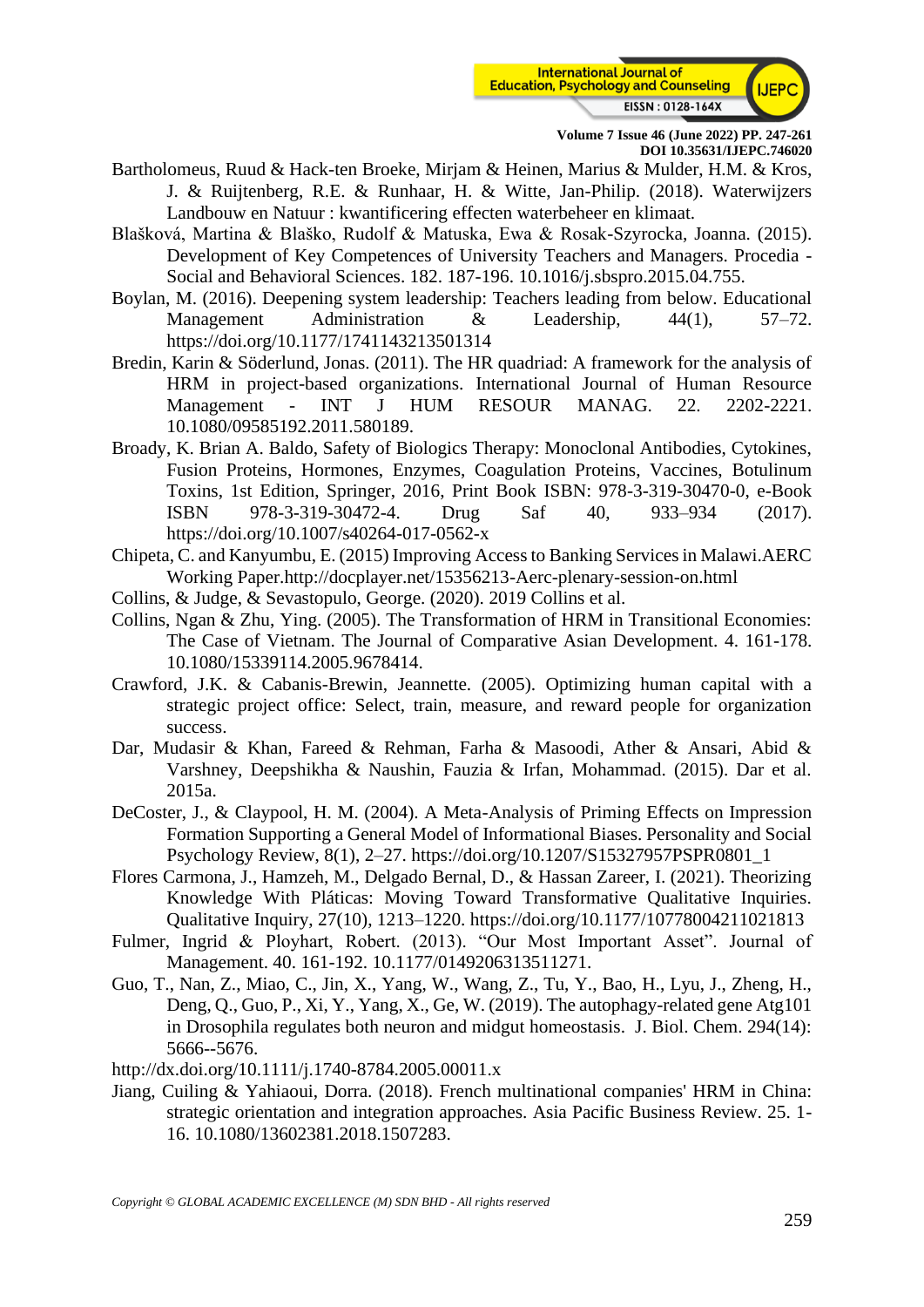Bartholomeus, Ruud & Hack-ten Broeke, Mirjam & Heinen, Marius & Mulder, H.M. & Kros, J. & Ruijtenberg, R.E. & Runhaar, H. & Witte, Jan-Philip. (2018). Waterwijzers Landbouw en Natuur : kwantificering effecten waterbeheer en klimaat.

Blašková, Martina & Blaško, Rudolf & Matuska, Ewa & Rosak-Szyrocka, Joanna. (2015). Development of Key Competences of University Teachers and Managers. Procedia - Social and Behavioral Sciences. 182. 187-196. 10.1016/j.sbspro.2015.04.755.

Boylan, M. (2016). Deepening system leadership: Teachers leading from below. Educational Management Administration & Leadership, 44(1), 57–72. https://doi.org/10.1177/1741143213501314

Bredin, Karin & Söderlund, Jonas. (2011). The HR quadriad: A framework for the analysis of HRM in project-based organizations. International Journal of Human Resource Management - INT J HUM RESOUR MANAG. 22. 2202-2221. 10.1080/09585192.2011.580189.

Broady, K. Brian A. Baldo, Safety of Biologics Therapy: Monoclonal Antibodies, Cytokines, Fusion Proteins, Hormones, Enzymes, Coagulation Proteins, Vaccines, Botulinum Toxins, 1st Edition, Springer, 2016, Print Book ISBN: 978-3-319-30470-0, e-Book ISBN 978-3-319-30472-4. Drug Saf 40, 933–934 (2017). https://doi.org/10.1007/s40264-017-0562-x

Chipeta, C. and Kanyumbu, E. (2015) Improving Access to Banking Services in Malawi.AERC Working Paper.http://docplayer.net/15356213-Aerc-plenary-session-on.html

Collins, & Judge, & Sevastopulo, George. (2020). 2019 Collins et al.

Collins, Ngan & Zhu, Ying. (2005). The Transformation of HRM in Transitional Economies: The Case of Vietnam. The Journal of Comparative Asian Development. 4. 161-178. 10.1080/15339114.2005.9678414.

Crawford, J.K. & Cabanis-Brewin, Jeannette. (2005). Optimizing human capital with a strategic project office: Select, train, measure, and reward people for organization success.

Dar, Mudasir & Khan, Fareed & Rehman, Farha & Masoodi, Ather & Ansari, Abid & Varshney, Deepshikha & Naushin, Fauzia & Irfan, Mohammad. (2015). Dar et al. 2015a.

DeCoster, J., & Claypool, H. M. (2004). A Meta-Analysis of Priming Effects on Impression Formation Supporting a General Model of Informational Biases. Personality and Social Psychology Review, 8(1), 2–27. https://doi.org/10.1207/S15327957PSPR0801_1

Flores Carmona, J., Hamzeh, M., Delgado Bernal, D., & Hassan Zareer, I. (2021). Theorizing Knowledge With Pláticas: Moving Toward Transformative Qualitative Inquiries. Qualitative Inquiry, 27(10), 1213–1220. https://doi.org/10.1177/10778004211021813

Fulmer, Ingrid & Ployhart, Robert. (2013). "Our Most Important Asset". Journal of Management. 40. 161-192. 10.1177/0149206313511271.

Guo, T., Nan, Z., Miao, C., Jin, X., Yang, W., Wang, Z., Tu, Y., Bao, H., Lyu, J., Zheng, H., Deng, Q., Guo, P., Xi, Y., Yang, X., Ge, W. (2019). The autophagy-related gene Atg101 in Drosophila regulates both neuron and midgut homeostasis. J. Biol. Chem. 294(14): 5666--5676.

http://dx.doi.org/10.1111/j.1740-8784.2005.00011.x

Jiang, Cuiling & Yahiaoui, Dorra. (2018). French multinational companies' HRM in China: strategic orientation and integration approaches. Asia Pacific Business Review. 25. 1-16. 10.1080/13602381.2018.1507283.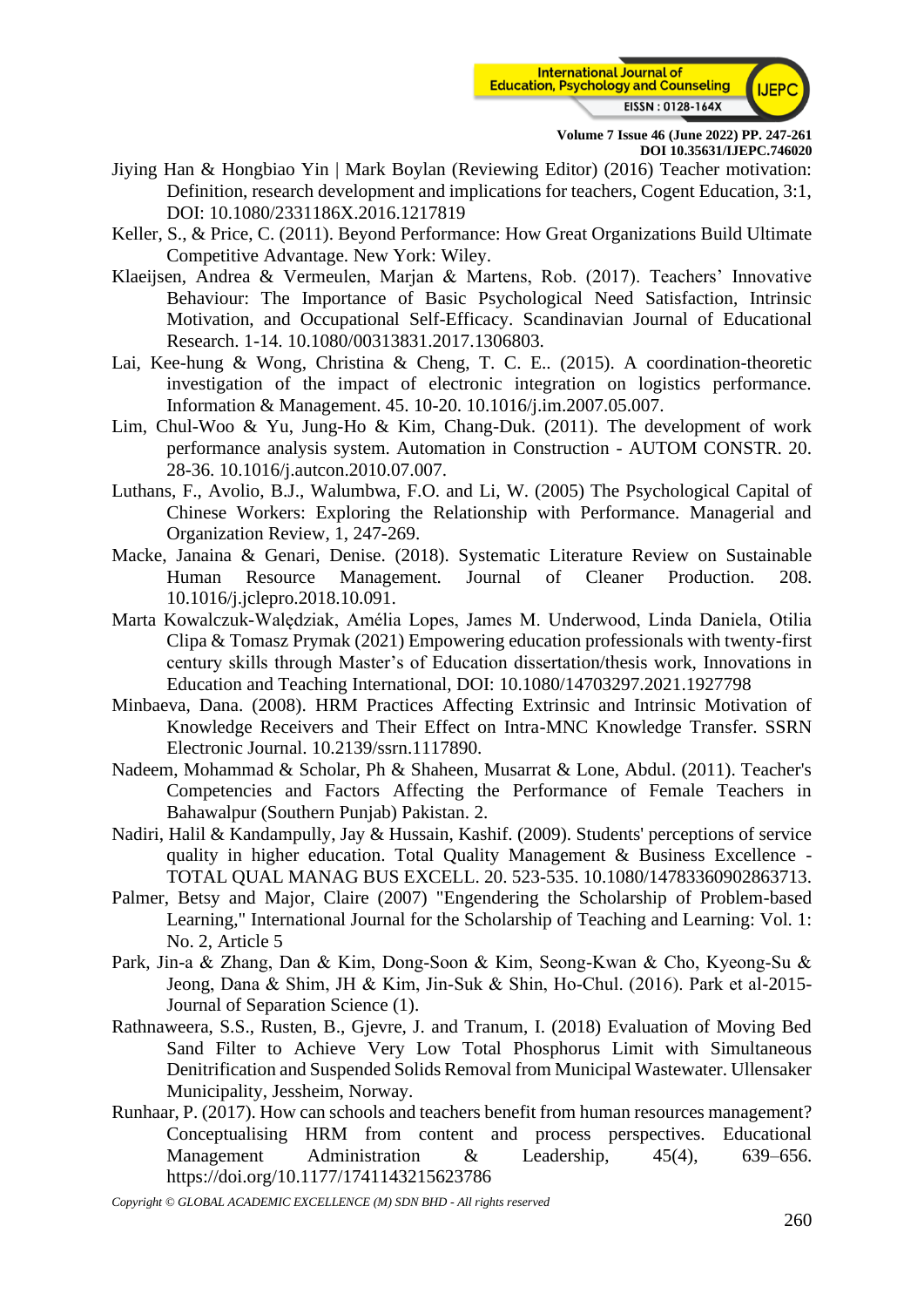Jiying Han & Hongbiao Yin | Mark Boylan (Reviewing Editor) (2016) Teacher motivation: Definition, research development and implications for teachers, Cogent Education, 3:1, DOI: 10.1080/2331186X.2016.1217819

Keller, S., & Price, C. (2011). Beyond Performance: How Great Organizations Build Ultimate Competitive Advantage. New York: Wiley.

Klaeijsen, Andrea & Vermeulen, Marjan & Martens, Rob. (2017). Teachers' Innovative Behaviour: The Importance of Basic Psychological Need Satisfaction, Intrinsic Motivation, and Occupational Self-Efficacy. Scandinavian Journal of Educational Research. 1-14. 10.1080/00313831.2017.1306803.

Lai, Kee-hung & Wong, Christina & Cheng, T. C. E.. (2015). A coordination-theoretic investigation of the impact of electronic integration on logistics performance. Information & Management. 45. 10-20. 10.1016/j.im.2007.05.007.

Lim, Chul-Woo & Yu, Jung-Ho & Kim, Chang-Duk. (2011). The development of work performance analysis system. Automation in Construction - AUTOM CONSTR. 20. 28-36. 10.1016/j.autcon.2010.07.007.

Luthans, F., Avolio, B.J., Walumbwa, F.O. and Li, W. (2005) The Psychological Capital of Chinese Workers: Exploring the Relationship with Performance. Managerial and Organization Review, 1, 247-269.

Macke, Janaina & Genari, Denise. (2018). Systematic Literature Review on Sustainable Human Resource Management. Journal of Cleaner Production. 208. 10.1016/j.jclepro.2018.10.091.

Marta Kowalczuk-Walędziak, Amélia Lopes, James M. Underwood, Linda Daniela, Otilia Clipa & Tomasz Prymak (2021) Empowering education professionals with twenty-first century skills through Master's of Education dissertation/thesis work, Innovations in Education and Teaching International, DOI: 10.1080/14703297.2021.1927798

Minbaeva, Dana. (2008). HRM Practices Affecting Extrinsic and Intrinsic Motivation of Knowledge Receivers and Their Effect on Intra-MNC Knowledge Transfer. SSRN Electronic Journal. 10.2139/ssrn.1117890.

Nadeem, Mohammad & Scholar, Ph & Shaheen, Musarrat & Lone, Abdul. (2011). Teacher's Competencies and Factors Affecting the Performance of Female Teachers in Bahawalpur (Southern Punjab) Pakistan. 2.

Nadiri, Halil & Kandampully, Jay & Hussain, Kashif. (2009). Students' perceptions of service quality in higher education. Total Quality Management & Business Excellence - TOTAL QUAL MANAG BUS EXCELL. 20. 523-535. 10.1080/14783360902863713.

Palmer, Betsy and Major, Claire (2007) "Engendering the Scholarship of Problem-based Learning," International Journal for the Scholarship of Teaching and Learning: Vol. 1: No. 2, Article 5

Park, Jin-a & Zhang, Dan & Kim, Dong-Soon & Kim, Seong-Kwan & Cho, Kyeong-Su & Jeong, Dana & Shim, JH & Kim, Jin-Suk & Shin, Ho-Chul. (2016). Park et al-2015-Journal of Separation Science (1).

Rathnaweera, S.S., Rusten, B., Gjevre, J. and Tranum, I. (2018) Evaluation of Moving Bed Sand Filter to Achieve Very Low Total Phosphorus Limit with Simultaneous Denitrification and Suspended Solids Removal from Municipal Wastewater. Ullensaker Municipality, Jessheim, Norway.

Runhaar, P. (2017). How can schools and teachers benefit from human resources management? Conceptualising HRM from content and process perspectives. Educational Management Administration & Leadership, 45(4), 639–656. https://doi.org/10.1177/1741143215623786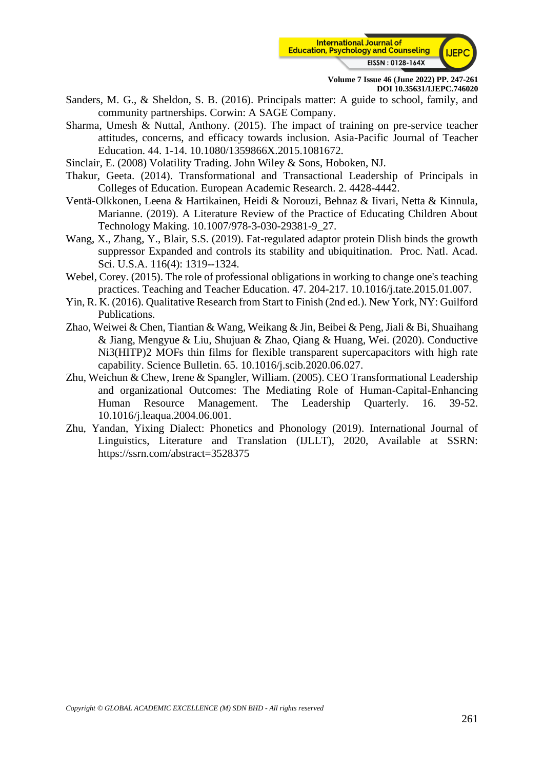Sanders, M. G., & Sheldon, S. B. (2016). Principals matter: A guide to school, family, and community partnerships. Corwin: A SAGE Company.

Sharma, Umesh & Nuttal, Anthony. (2015). The impact of training on pre-service teacher attitudes, concerns, and efficacy towards inclusion. Asia-Pacific Journal of Teacher Education. 44. 1-14. 10.1080/1359866X.2015.1081672.

Sinclair, E. (2008) Volatility Trading. John Wiley & Sons, Hoboken, NJ.

Thakur, Geeta. (2014). Transformational and Transactional Leadership of Principals in Colleges of Education. European Academic Research. 2. 4428-4442.

Ventä-Olkkonen, Leena & Hartikainen, Heidi & Norouzi, Behnaz & Iivari, Netta & Kinnula, Marianne. (2019). A Literature Review of the Practice of Educating Children About Technology Making. 10.1007/978-3-030-29381-9_27.

Wang, X., Zhang, Y., Blair, S.S. (2019). Fat-regulated adaptor protein Dlish binds the growth suppressor Expanded and controls its stability and ubiquitination. Proc. Natl. Acad. Sci. U.S.A. 116(4): 1319--1324.

Webel, Corey. (2015). The role of professional obligations in working to change one's teaching practices. Teaching and Teacher Education. 47. 204-217. 10.1016/j.tate.2015.01.007.

Yin, R. K. (2016). Qualitative Research from Start to Finish (2nd ed.). New York, NY: Guilford Publications.

Zhao, Weiwei & Chen, Tiantian & Wang, Weikang & Jin, Beibei & Peng, Jiali & Bi, Shuaihang & Jiang, Mengyue & Liu, Shujuan & Zhao, Qiang & Huang, Wei. (2020). Conductive Ni3(HITP)2 MOFs thin films for flexible transparent supercapacitors with high rate capability. Science Bulletin. 65. 10.1016/j.scib.2020.06.027.

Zhu, Weichun & Chew, Irene & Spangler, William. (2005). CEO Transformational Leadership and organizational Outcomes: The Mediating Role of Human-Capital-Enhancing Human Resource Management. The Leadership Quarterly. 16. 39-52. 10.1016/j.leaqua.2004.06.001.

Zhu, Yandan, Yixing Dialect: Phonetics and Phonology (2019). International Journal of Linguistics, Literature and Translation (IJLLT), 2020, Available at SSRN: https://ssrn.com/abstract=3528375